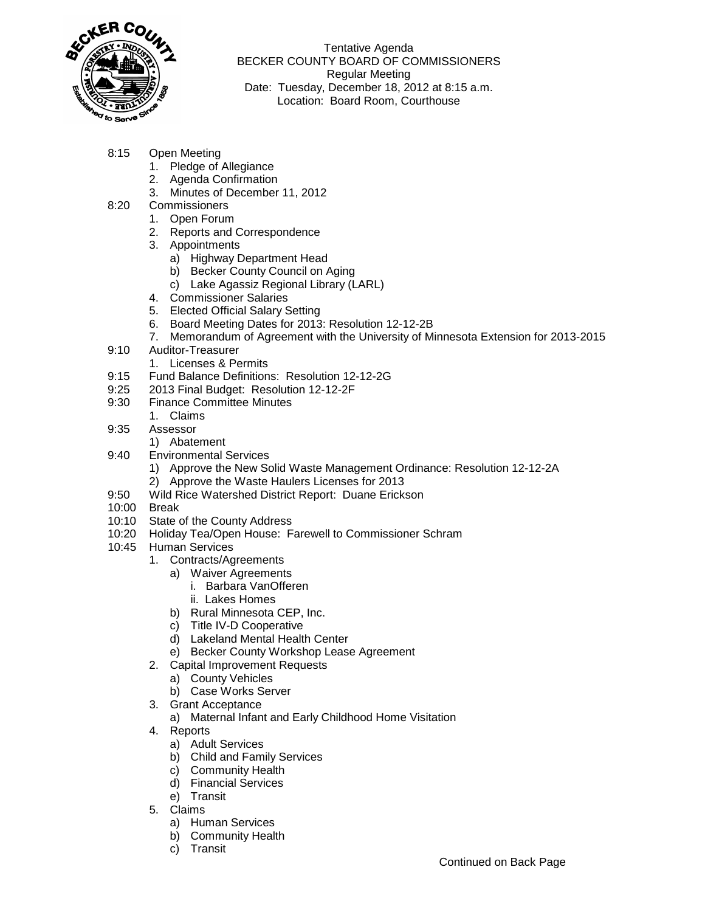Tentative Agenda
BECKER COUNTY BOARD OF COMMISSIONERS
Regular Meeting
Date: Tuesday, December 18, 2012 at 8:15 a.m.
Location: Board Room, Courthouse

- 8:15 Open Meeting
  1. Pledge of Allegiance
  2. Agenda Confirmation
  3. Minutes of December 11, 2012
- 8:20 Commissioners
  1. Open Forum
  2. Reports and Correspondence
  3. Appointments
     - a) Highway Department Head
     - b) Becker County Council on Aging
     - c) Lake Agassiz Regional Library (LARL)
  4. Commissioner Salaries
  5. Elected Official Salary Setting
  6. Board Meeting Dates for 2013: Resolution 12-12-2B
  7. Memorandum of Agreement with the University of Minnesota Extension for 2013-2015
- 9:10 Auditor-Treasurer
  1. Licenses & Permits
- 9:15 Fund Balance Definitions: Resolution 12-12-2G
- 9:25 2013 Final Budget: Resolution 12-12-2F
- 9:30 Finance Committee Minutes
  1. Claims
- 9:35 Assessor
  - 1) Abatement
- 9:40 Environmental Services
  - 1) Approve the New Solid Waste Management Ordinance: Resolution 12-12-2A
  - 2) Approve the Waste Haulers Licenses for 2013
- 9:50 Wild Rice Watershed District Report: Duane Erickson
- 10:00 Break
- 10:10 State of the County Address
- 10:20 Holiday Tea/Open House: Farewell to Commissioner Schram
- 10:45 Human Services
  1. Contracts/Agreements
     - a) Waiver Agreements
       - i. Barbara VanOfferen
       - ii. Lakes Homes
     - b) Rural Minnesota CEP, Inc.
     - c) Title IV-D Cooperative
     - d) Lakeland Mental Health Center
     - e) Becker County Workshop Lease Agreement
  2. Capital Improvement Requests
     - a) County Vehicles
     - b) Case Works Server
  3. Grant Acceptance
     - a) Maternal Infant and Early Childhood Home Visitation
  4. Reports
     - a) Adult Services
     - b) Child and Family Services
     - c) Community Health
     - d) Financial Services
     - e) Transit
  5. Claims
     - a) Human Services
     - b) Community Health
     - c) Transit

Continued on Back Page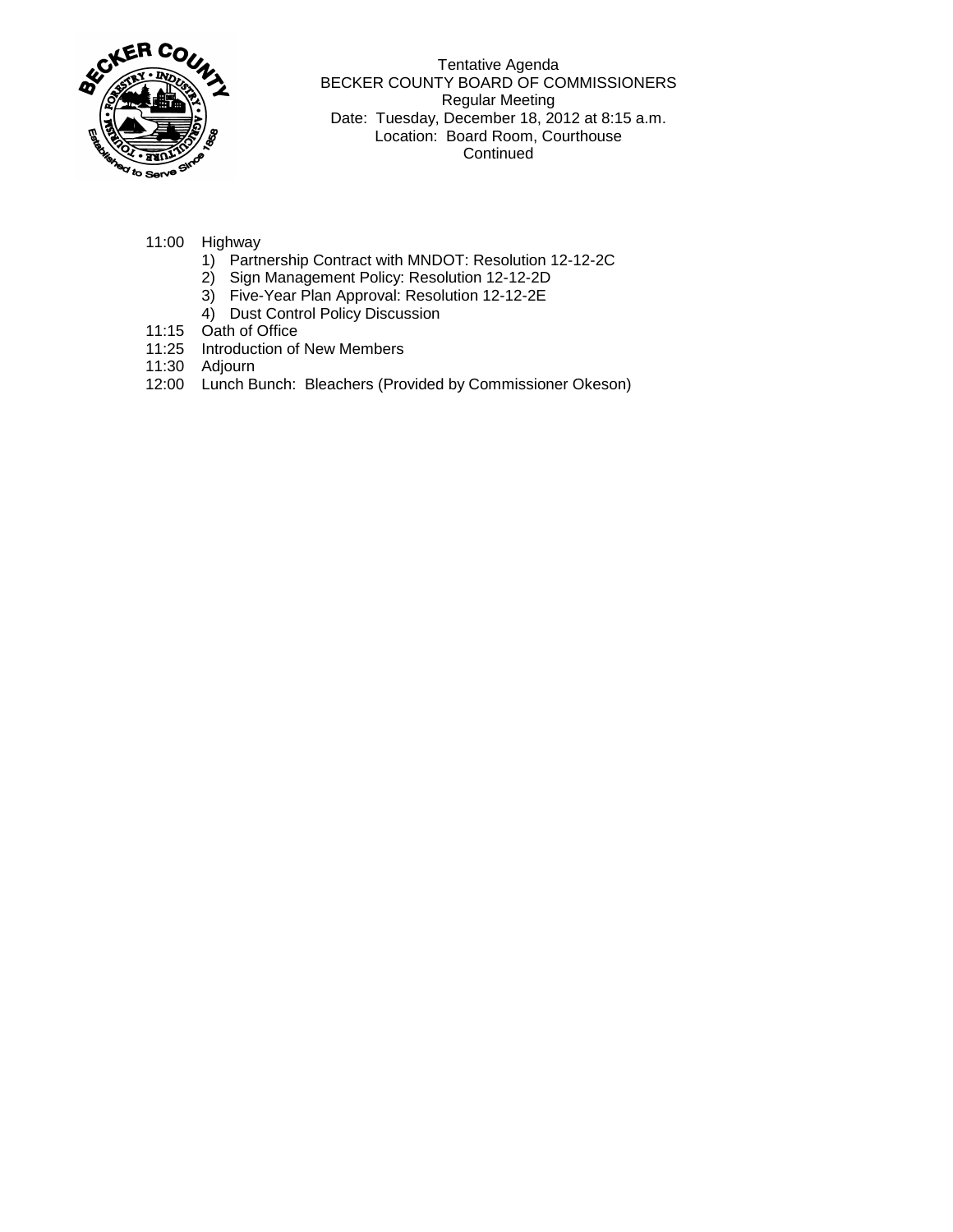Tentative Agenda
BECKER COUNTY BOARD OF COMMISSIONERS
Regular Meeting
Date: Tuesday, December 18, 2012 at 8:15 a.m.
Location: Board Room, Courthouse
Continued

11:00 Highway
  1) Partnership Contract with MNDOT: Resolution 12-12-2C
  2) Sign Management Policy: Resolution 12-12-2D
  3) Five-Year Plan Approval: Resolution 12-12-2E
  4) Dust Control Policy Discussion

11:15 Oath of Office

11:25 Introduction of New Members

11:30 Adjourn

12:00 Lunch Bunch: Bleachers (Provided by Commissioner Okeson)